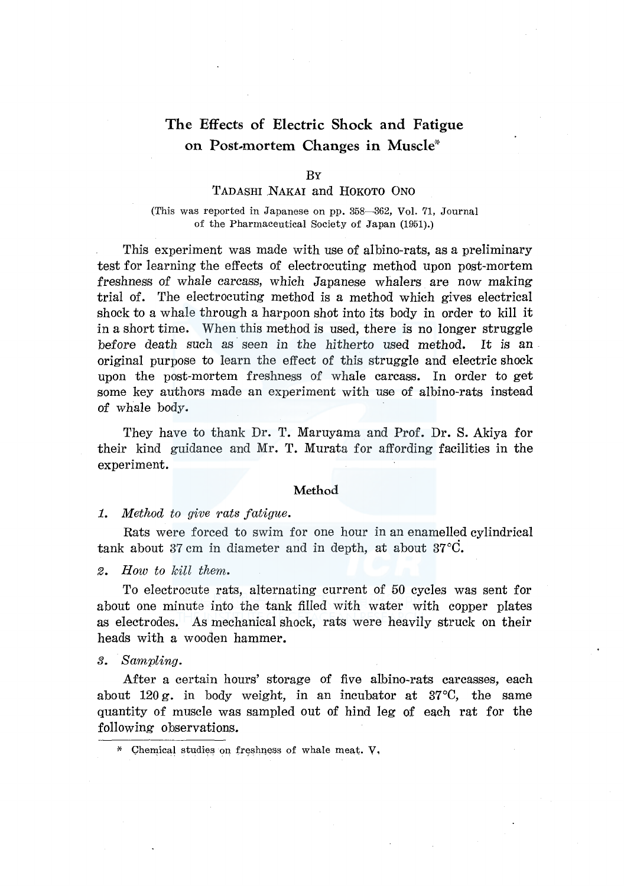# The Effects of Electric Shock and Fatigue on Post-mortem Changes in Muscle*

By

TADASHI NAKAI and HOKOTO ONO

(This was reported in Japanese on pp. 358—362, Vol. 71, Journal of the Pharmaceutical Society of Japan (1951).)

This experiment was made with use of albino-rats, as a preliminary test for learning the effects of electrocuting method upon post-mortem freshness of whale carcass, which Japanese whalers are now making trial of. The electrocuting method is a method which gives electrical shock to a whale through a harpoon shot into its body in order to kill it in a short time. When this method is used, there is no longer struggle before death such as seen in the hitherto used method. It is an original purpose to learn the effect of this struggle and electric shock upon the post-mortem freshness of whale carcass. In order to get some key authors made an experiment with use of albino-rats instead of whale body.

They have to thank Dr. T. Maruyama and Prof. Dr. S. Akiya for their kind guidance and Mr. T. Murata for affording facilities in the experiment.

## Method

*1. Method to give rats fatigue.*

Rats were forced to swim for one hour in an enamelled cylindrical tank about 37 cm in diameter and in depth, at about 37°C.

*2. How to kill them.*

To electrocute rats, alternating current of 50 cycles was sent for about one minute into the tank filled with water with copper plates as electrodes. As mechanical shock, rats were heavily struck on their heads with a wooden hammer.

*3. Sampling.*

After a certain hours' storage of five albino-rats carcasses, each about 120 g. in body weight, in an incubator at 37°C, the same quantity of muscle was sampled out of hind leg of each rat for the following observations.

---

\* Chemical studies on freshness of whale meat. V.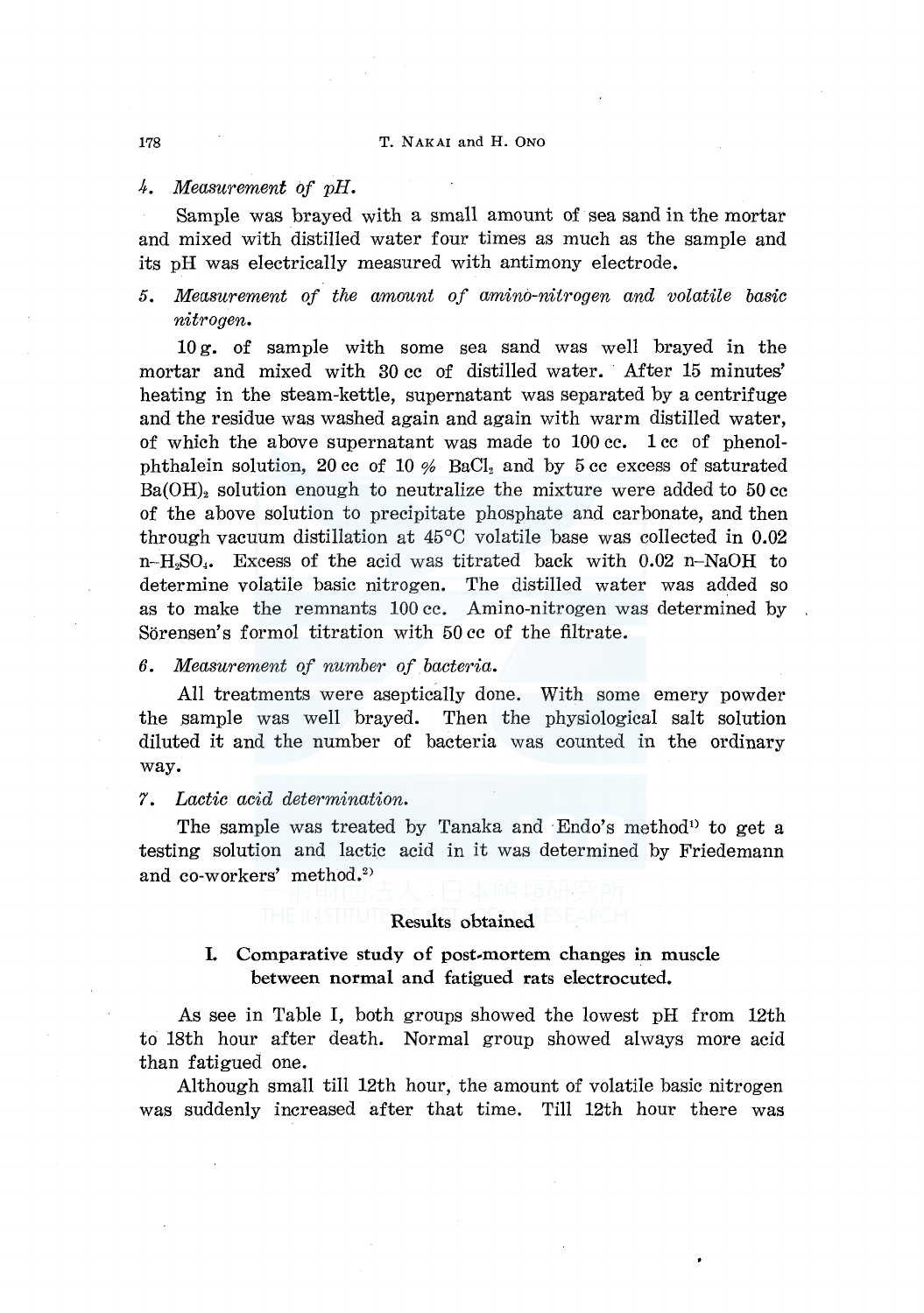*4. Measurement of pH.*

Sample was brayed with a small amount of sea sand in the mortar and mixed with distilled water four times as much as the sample and its pH was electrically measured with antimony electrode.

*5. Measurement of the amount of amino-nitrogen and volatile basic nitrogen.*

10 g. of sample with some sea sand was well brayed in the mortar and mixed with 30 cc of distilled water. After 15 minutes' heating in the steam-kettle, supernatant was separated by a centrifuge and the residue was washed again and again with warm distilled water, of which the above supernatant was made to 100 cc. 1 cc of phenolphthalein solution, 20 cc of 10 % $BaCl_2$ and by 5 cc excess of saturated $Ba(OH)_2$ solution enough to neutralize the mixture were added to 50 cc of the above solution to precipitate phosphate and carbonate, and then through vacuum distillation at 45°C volatile base was collected in 0.02 n–$H_2SO_4$. Excess of the acid was titrated back with 0.02 n–NaOH to determine volatile basic nitrogen. The distilled water was added so as to make the remnants 100 cc. Amino-nitrogen was determined by Sörensen's formol titration with 50 cc of the filtrate.

*6. Measurement of number of bacteria.*

All treatments were aseptically done. With some emery powder the sample was well brayed. Then the physiological salt solution diluted it and the number of bacteria was counted in the ordinary way.

*7. Lactic acid determination.*

The sample was treated by Tanaka and Endo's method[1] to get a testing solution and lactic acid in it was determined by Friedemann and co-workers' method.[2]

## Results obtained

### I. Comparative study of post-mortem changes in muscle between normal and fatigued rats electrocuted.

As see in Table I, both groups showed the lowest pH from 12th to 18th hour after death. Normal group showed always more acid than fatigued one.

Although small till 12th hour, the amount of volatile basic nitrogen was suddenly increased after that time. Till 12th hour there was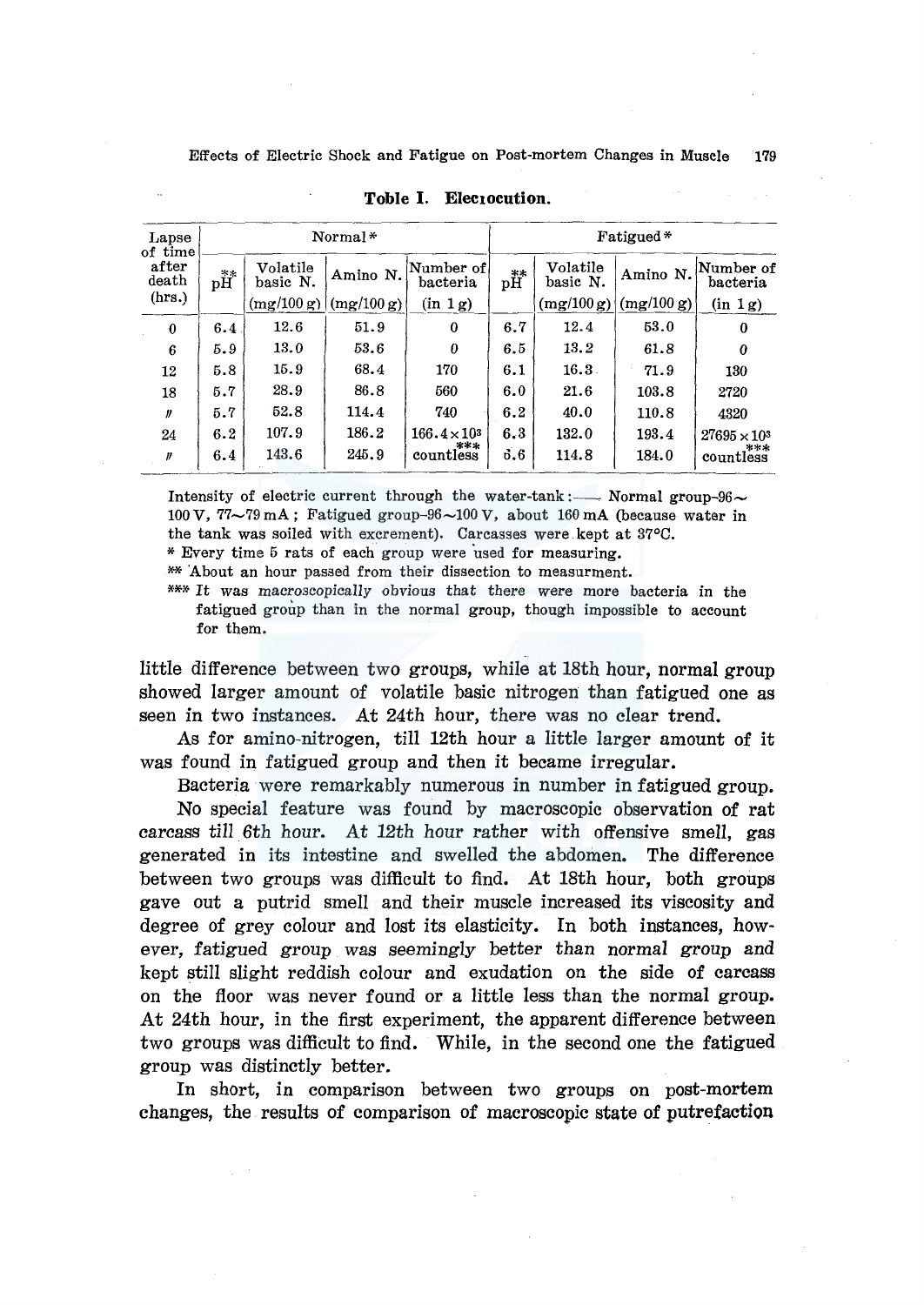**Toble I. Eleciocution.**

| Lapse of time after death (hrs.) | Normal* | | | | Fatigued* | | | |
|---|---|---|---|---|---|---|---|---|
| | pH** | Volatile basic N. (mg/100 g) | Amino N. (mg/100 g) | Number of bacteria (in 1 g) | pH** | Volatile basic N. (mg/100 g) | Amino N. (mg/100 g) | Number of bacteria (in 1 g) |
| 0 | 6.4 | 12.6 | 51.9 | 0 | 6.7 | 12.4 | 53.0 | 0 |
| 6 | 5.9 | 13.0 | 53.6 | 0 | 6.5 | 13.2 | 61.8 | 0 |
| 12 | 5.8 | 15.9 | 68.4 | 170 | 6.1 | 16.3 | 71.9 | 130 |
| 18 | 5.7 | 28.9 | 86.8 | 560 | 6.0 | 21.6 | 103.8 | 2720 |
| 〃 | 5.7 | 52.8 | 114.4 | 740 | 6.2 | 40.0 | 110.8 | 4320 |
| 24 | 6.2 | 107.9 | 186.2 | $166.4 \times 10^3$ | 6.3 | 132.0 | 193.4 | $27695 \times 10^3$ |
| 〃 | 6.4 | 143.6 | 245.9 | countless*** | 6.6 | 114.8 | 184.0 | countless*** |

Intensity of electric current through the water-tank:— Normal group-96~100 V, 77~79 mA ; Fatigued group-96~100 V, about 160 mA (because water in the tank was soiled with excrement). Carcasses were kept at 37°C.

\* Every time 5 rats of each group were used for measuring.

\*\* About an hour passed from their dissection to measurment.

\*\*\* It was macroscopically obvious that there were more bacteria in the fatigued group than in the normal group, though impossible to account for them.

little difference between two groups, while at 18th hour, normal group showed larger amount of volatile basic nitrogen than fatigued one as seen in two instances. At 24th hour, there was no clear trend.

As for amino-nitrogen, till 12th hour a little larger amount of it was found in fatigued group and then it became irregular.

Bacteria were remarkably numerous in number in fatigued group.

No special feature was found by macroscopic observation of rat carcass till 6th hour. At 12th hour rather with offensive smell, gas generated in its intestine and swelled the abdomen. The difference between two groups was difficult to find. At 18th hour, both groups gave out a putrid smell and their muscle increased its viscosity and degree of grey colour and lost its elasticity. In both instances, however, fatigued group was seemingly better than normal group and kept still slight reddish colour and exudation on the side of carcass on the floor was never found or a little less than the normal group. At 24th hour, in the first experiment, the apparent difference between two groups was difficult to find. While, in the second one the fatigued group was distinctly better.

In short, in comparison between two groups on post-mortem changes, the results of comparison of macroscopic state of putrefaction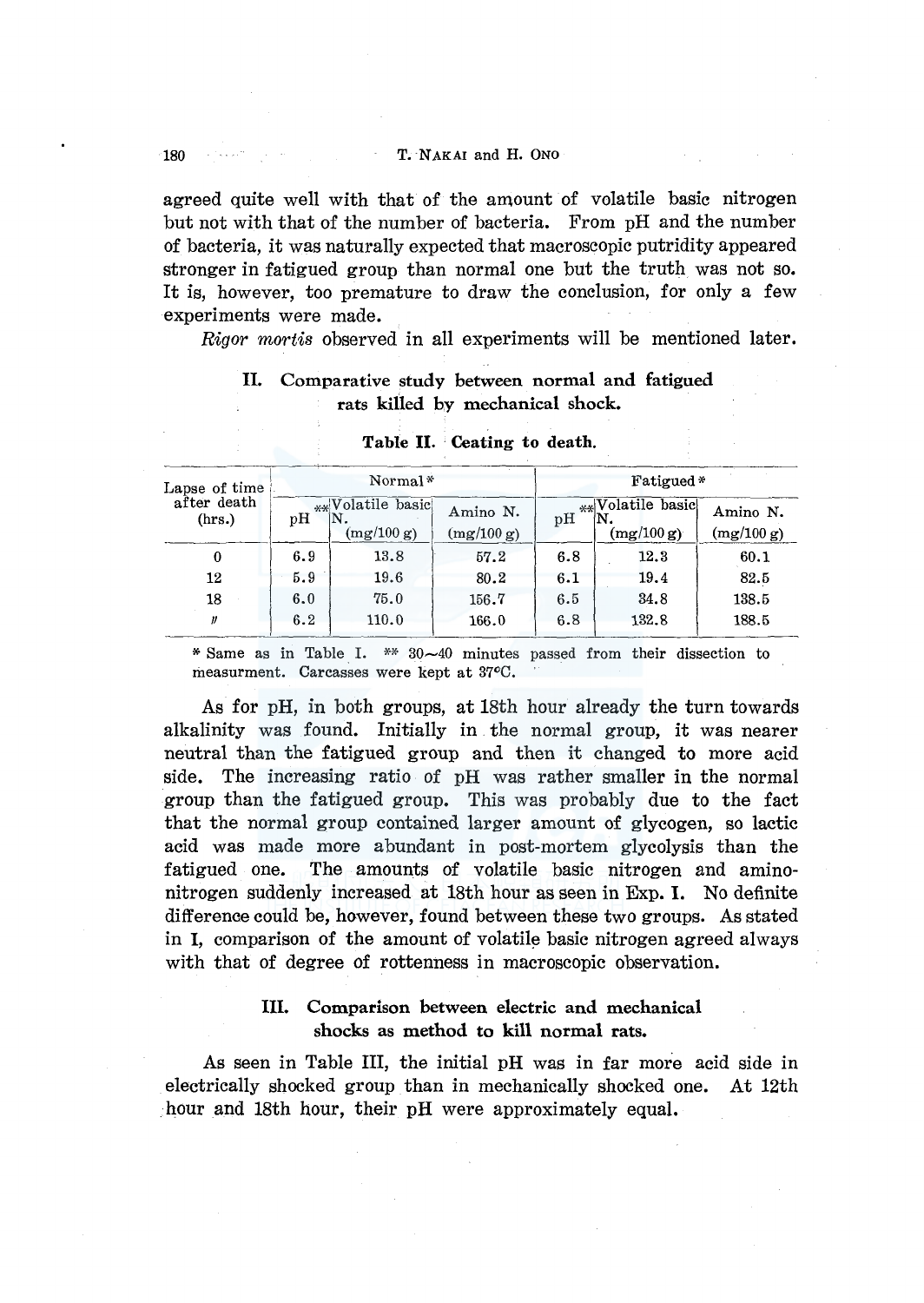agreed quite well with that of the amount of volatile basic nitrogen but not with that of the number of bacteria. From pH and the number of bacteria, it was naturally expected that macroscopic putridity appeared stronger in fatigued group than normal one but the truth was not so. It is, however, too premature to draw the conclusion, for only a few experiments were made.

*Rigor mortis* observed in all experiments will be mentioned later.

## II. Comparative study between normal and fatigued rats killed by mechanical shock.

**Table II. Ceating to death.**

| Lapse of time after death (hrs.) | Normal* | | | Fatigued* | | |
|---|---|---|---|---|---|---|
| | pH ** | Volatile basic N. (mg/100 g) | Amino N. (mg/100 g) | pH ** | Volatile basic N. (mg/100 g) | Amino N. (mg/100 g) |
| 0 | 6.9 | 13.8 | 57.2 | 6.8 | 12.3 | 60.1 |
| 12 | 5.9 | 19.6 | 80.2 | 6.1 | 19.4 | 82.5 |
| 18 | 6.0 | 75.0 | 156.7 | 6.5 | 34.8 | 138.5 |
| // | 6.2 | 110.0 | 166.0 | 6.8 | 132.8 | 188.5 |

\* Same as in Table I. ** 30～40 minutes passed from their dissection to measurment. Carcasses were kept at 37°C.

As for pH, in both groups, at 18th hour already the turn towards alkalinity was found. Initially in the normal group, it was nearer neutral than the fatigued group and then it changed to more acid side. The increasing ratio of pH was rather smaller in the normal group than the fatigued group. This was probably due to the fact that the normal group contained larger amount of glycogen, so lactic acid was made more abundant in post-mortem glycolysis than the fatigued one. The amounts of volatile basic nitrogen and amino-nitrogen suddenly increased at 18th hour as seen in Exp. I. No definite difference could be, however, found between these two groups. As stated in I, comparison of the amount of volatile basic nitrogen agreed always with that of degree of rottenness in macroscopic observation.

## III. Comparison between electric and mechanical shocks as method to kill normal rats.

As seen in Table III, the initial pH was in far more acid side in electrically shocked group than in mechanically shocked one. At 12th hour and 18th hour, their pH were approximately equal.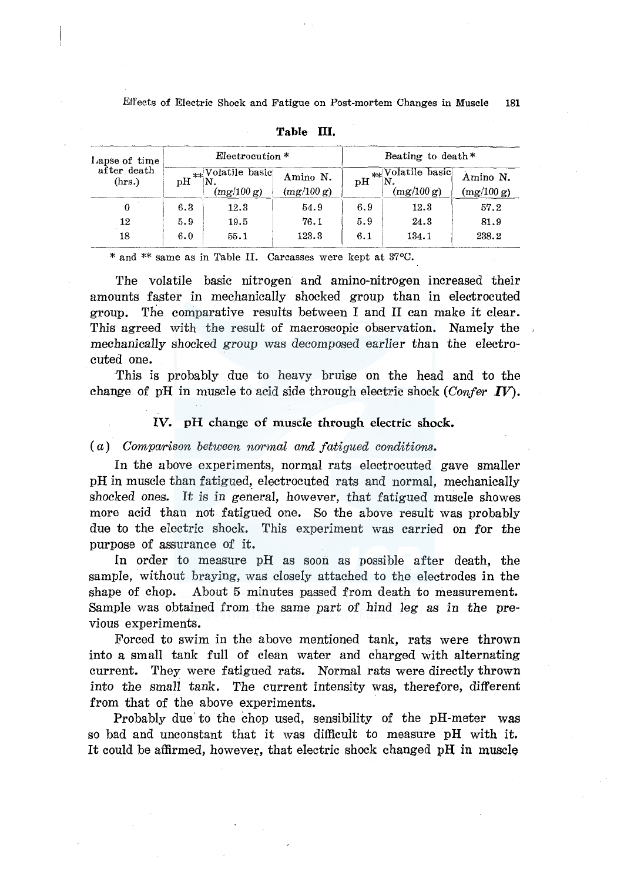**Table III.**

| Lapse of time after death (hrs.) | Electrocution * | | | Beating to death * | | |
|---|---|---|---|---|---|---|
| | pH ** | Volatile basic N. (mg/100 g) | Amino N. (mg/100 g) | pH ** | Volatile basic N. (mg/100 g) | Amino N. (mg/100 g) |
| 0 | 6.3 | 12.3 | 54.9 | 6.9 | 12.3 | 57.2 |
| 12 | 5.9 | 19.5 | 76.1 | 5.9 | 24.3 | 81.9 |
| 18 | 6.0 | 55.1 | 123.3 | 6.1 | 134.1 | 238.2 |

* and ** same as in Table II. Carcasses were kept at 37°C.

The volatile basic nitrogen and amino-nitrogen increased their amounts faster in mechanically shocked group than in electrocuted group. The comparative results between I and II can make it clear. This agreed with the result of macroscopic observation. Namely the mechanically shocked group was decomposed earlier than the electrocuted one.

This is probably due to heavy bruise on the head and to the change of pH in muscle to acid side through electric shock (*Confer* ***IV***).

### IV. pH change of muscle through electric shock.

(*a*) *Comparison between normal and fatigued conditions.*

In the above experiments, normal rats electrocuted gave smaller pH in muscle than fatigued, electrocuted rats and normal, mechanically shocked ones. It is in general, however, that fatigued muscle showes more acid than not fatigued one. So the above result was probably due to the electric shock. This experiment was carried on for the purpose of assurance of it.

In order to measure pH as soon as possible after death, the sample, without braying, was closely attached to the electrodes in the shape of chop. About 5 minutes passed from death to measurement. Sample was obtained from the same part of hind leg as in the previous experiments.

Forced to swim in the above mentioned tank, rats were thrown into a small tank full of clean water and charged with alternating current. They were fatigued rats. Normal rats were directly thrown into the small tank. The current intensity was, therefore, different from that of the above experiments.

Probably due to the chop used, sensibility of the pH-meter was so bad and unconstant that it was difficult to measure pH with it. It could be affirmed, however, that electric shock changed pH in muscle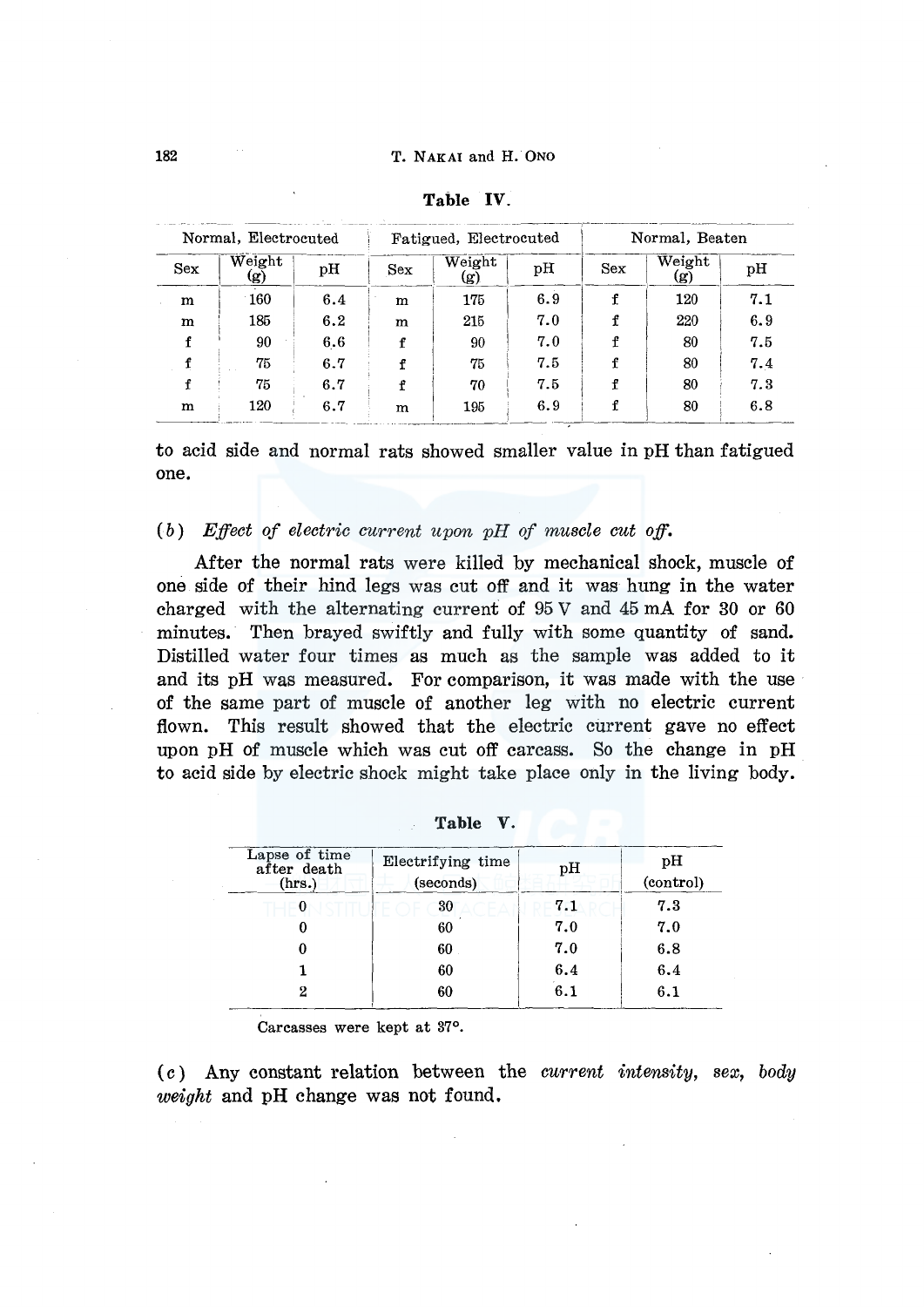**Table IV.**

| Normal, Electrocuted | | | Fatigued, Electrocuted | | | Normal, Beaten | | |
|---|---|---|---|---|---|---|---|---|
| Sex | Weight (g) | pH | Sex | Weight (g) | pH | Sex | Weight (g) | pH |
| m | 160 | 6.4 | m | 175 | 6.9 | f | 120 | 7.1 |
| m | 185 | 6.2 | m | 215 | 7.0 | f | 220 | 6.9 |
| f | 90 | 6.6 | f | 90 | 7.0 | f | 80 | 7.5 |
| f | 75 | 6.7 | f | 75 | 7.5 | f | 80 | 7.4 |
| f | 75 | 6.7 | f | 70 | 7.5 | f | 80 | 7.3 |
| m | 120 | 6.7 | m | 195 | 6.9 | f | 80 | 6.8 |

to acid side and normal rats showed smaller value in pH than fatigued one.

(*b*) *Effect of electric current upon pH of muscle cut off.*

After the normal rats were killed by mechanical shock, muscle of one side of their hind legs was cut off and it was hung in the water charged with the alternating current of 95 V and 45 mA for 30 or 60 minutes. Then brayed swiftly and fully with some quantity of sand. Distilled water four times as much as the sample was added to it and its pH was measured. For comparison, it was made with the use of the same part of muscle of another leg with no electric current flown. This result showed that the electric current gave no effect upon pH of muscle which was cut off carcass. So the change in pH to acid side by electric shock might take place only in the living body.

**Table V.**

| Lapse of time after death (hrs.) | Electrifying time (seconds) | pH | pH (control) |
|---|---|---|---|
| 0 | 30 | 7.1 | 7.3 |
| 0 | 60 | 7.0 | 7.0 |
| 0 | 60 | 7.0 | 6.8 |
| 1 | 60 | 6.4 | 6.4 |
| 2 | 60 | 6.1 | 6.1 |

Carcasses were kept at 37°.

(*c*) Any constant relation between the *current intensity*, *sex*, *body weight* and pH change was not found.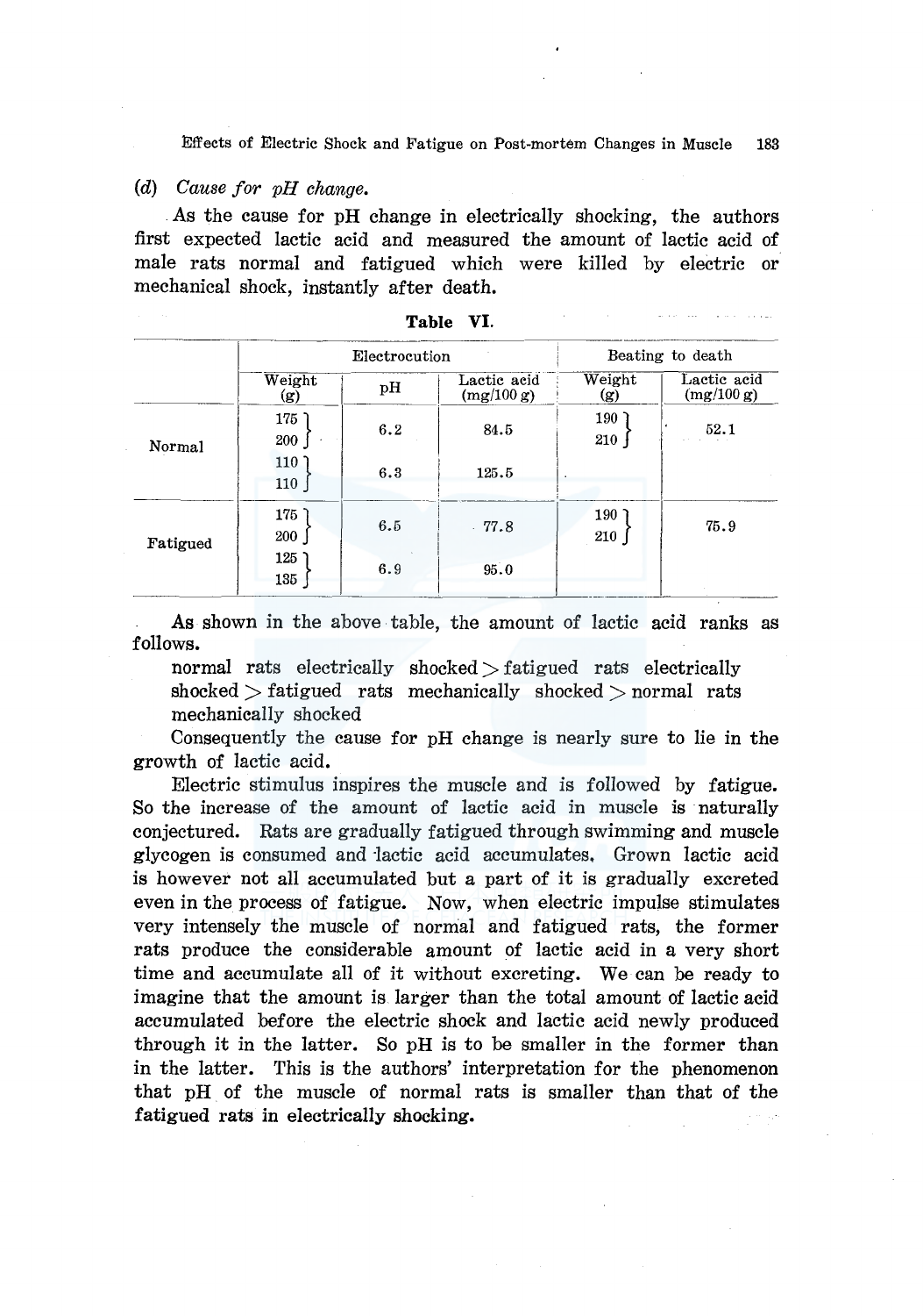(*d*) *Cause for pH change.*

As the cause for pH change in electrically shocking, the authors first expected lactic acid and measured the amount of lactic acid of male rats normal and fatigued which were killed by electric or mechanical shock, instantly after death.

**Table VI.**

| | Electrocution | | | Beating to death | |
|---|---|---|---|---|---|
| | Weight (g) | pH | Lactic acid (mg/100 g) | Weight (g) | Lactic acid (mg/100 g) |
| Normal | 175, 200 | 6.2 | 84.5 | 190, 210 | 52.1 |
| | 110, 110 | 6.3 | 125.5 | | |
| Fatigued | 175, 200 | 6.5 | 77.8 | 190, 210 | 75.9 |
| | 125, 135 | 6.9 | 95.0 | | |

As shown in the above table, the amount of lactic acid ranks as follows.

normal rats electrically shocked > fatigued rats electrically shocked > fatigued rats mechanically shocked > normal rats mechanically shocked

Consequently the cause for pH change is nearly sure to lie in the growth of lactic acid.

Electric stimulus inspires the muscle and is followed by fatigue. So the increase of the amount of lactic acid in muscle is naturally conjectured. Rats are gradually fatigued through swimming and muscle glycogen is consumed and lactic acid accumulates. Grown lactic acid is however not all accumulated but a part of it is gradually excreted even in the process of fatigue. Now, when electric impulse stimulates very intensely the muscle of normal and fatigued rats, the former rats produce the considerable amount of lactic acid in a very short time and accumulate all of it without excreting. We can be ready to imagine that the amount is larger than the total amount of lactic acid accumulated before the electric shock and lactic acid newly produced through it in the latter. So pH is to be smaller in the former than in the latter. This is the authors' interpretation for the phenomenon that pH of the muscle of normal rats is smaller than that of the fatigued rats in electrically shocking.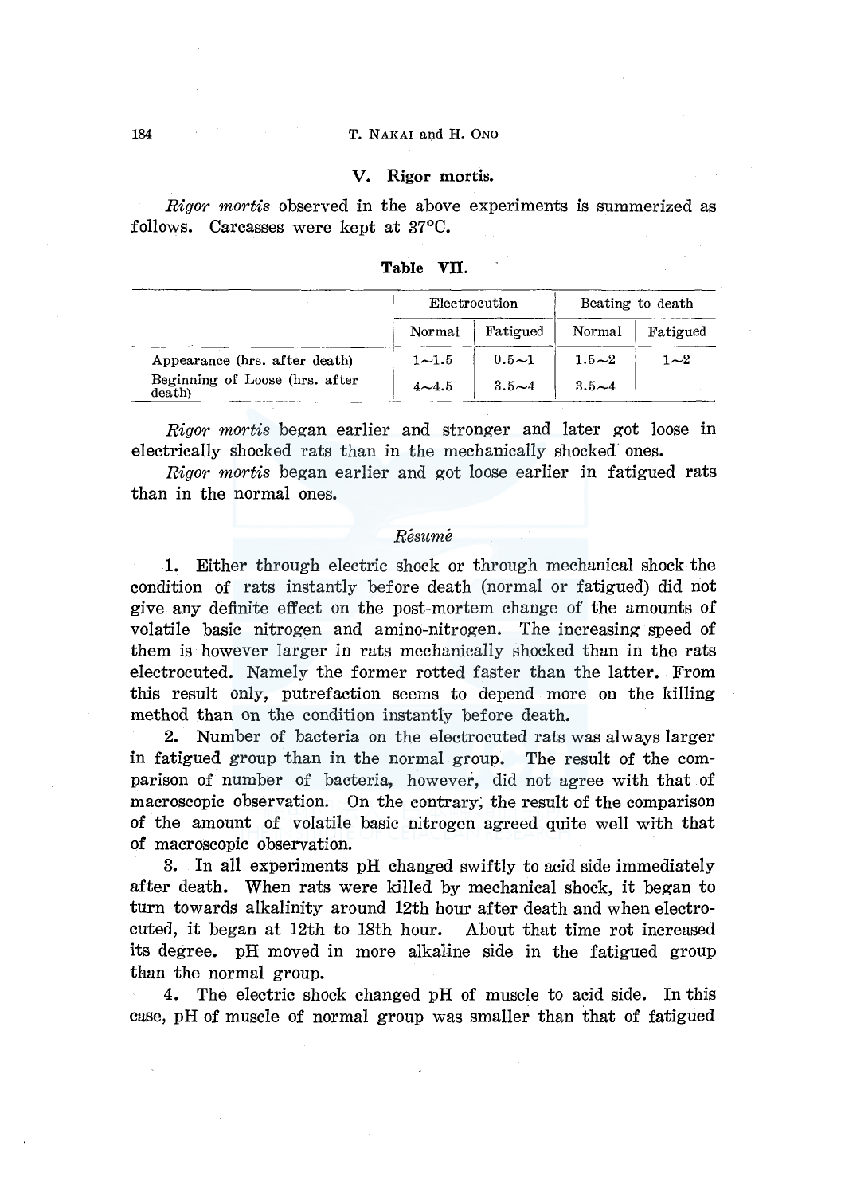## V. Rigor mortis.

*Rigor mortis* observed in the above experiments is summerized as follows. Carcasses were kept at 37°C.

**Table VII.**

| | Electrocution | | Beating to death | |
|---|---|---|---|---|
| | Normal | Fatigued | Normal | Fatigued |
| Appearance (hrs. after death) | 1∼1.5 | 0.5∼1 | 1.5∼2 | 1∼2 |
| Beginning of Loose (hrs. after death) | 4∼4.5 | 3.5∼4 | 3.5∼4 | |

*Rigor mortis* began earlier and stronger and later got loose in electrically shocked rats than in the mechanically shocked ones.

*Rigor mortis* began earlier and got loose earlier in fatigued rats than in the normal ones.

### *Résumé*

1. Either through electric shock or through mechanical shock the condition of rats instantly before death (normal or fatigued) did not give any definite effect on the post-mortem change of the amounts of volatile basic nitrogen and amino-nitrogen. The increasing speed of them is however larger in rats mechanically shocked than in the rats electrocuted. Namely the former rotted faster than the latter. From this result only, putrefaction seems to depend more on the killing method than on the condition instantly before death.

2. Number of bacteria on the electrocuted rats was always larger in fatigued group than in the normal group. The result of the comparison of number of bacteria, however, did not agree with that of macroscopic observation. On the contrary, the result of the comparison of the amount of volatile basic nitrogen agreed quite well with that of macroscopic observation.

3. In all experiments pH changed swiftly to acid side immediately after death. When rats were killed by mechanical shock, it began to turn towards alkalinity around 12th hour after death and when electrocuted, it began at 12th to 18th hour. About that time rot increased its degree. pH moved in more alkaline side in the fatigued group than the normal group.

4. The electric shock changed pH of muscle to acid side. In this case, pH of muscle of normal group was smaller than that of fatigued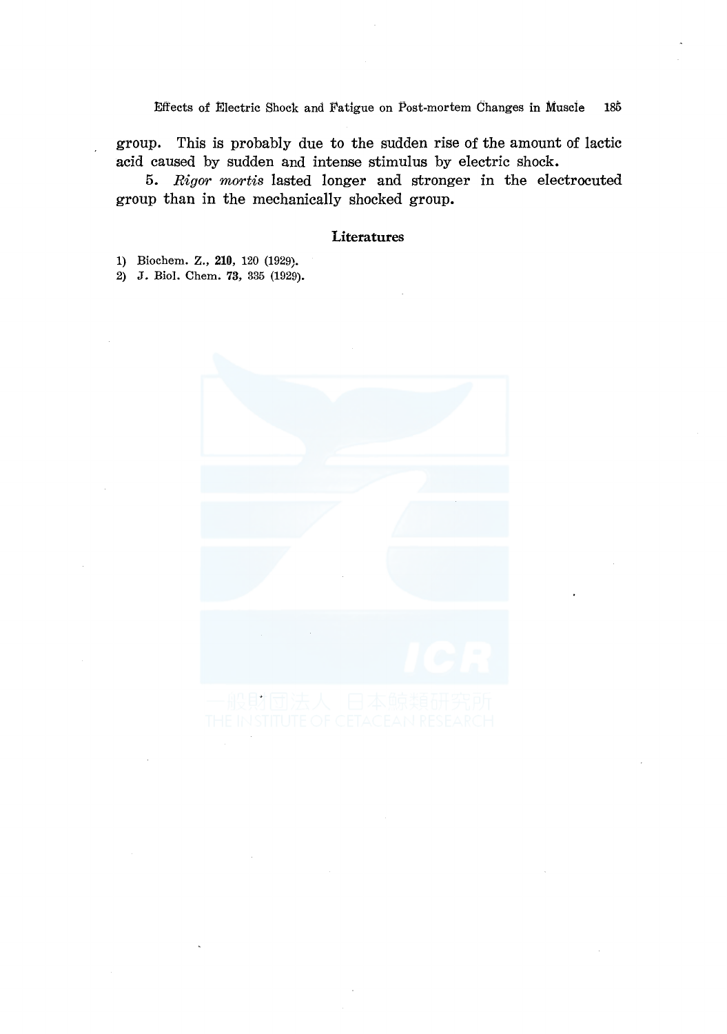group. This is probably due to the sudden rise of the amount of lactic acid caused by sudden and intense stimulus by electric shock.

5. *Rigor mortis* lasted longer and stronger in the electrocuted group than in the mechanically shocked group.

## Literatures

1) Biochem. Z., **210**, 120 (1929).
2) J. Biol. Chem. **73**, 335 (1929).